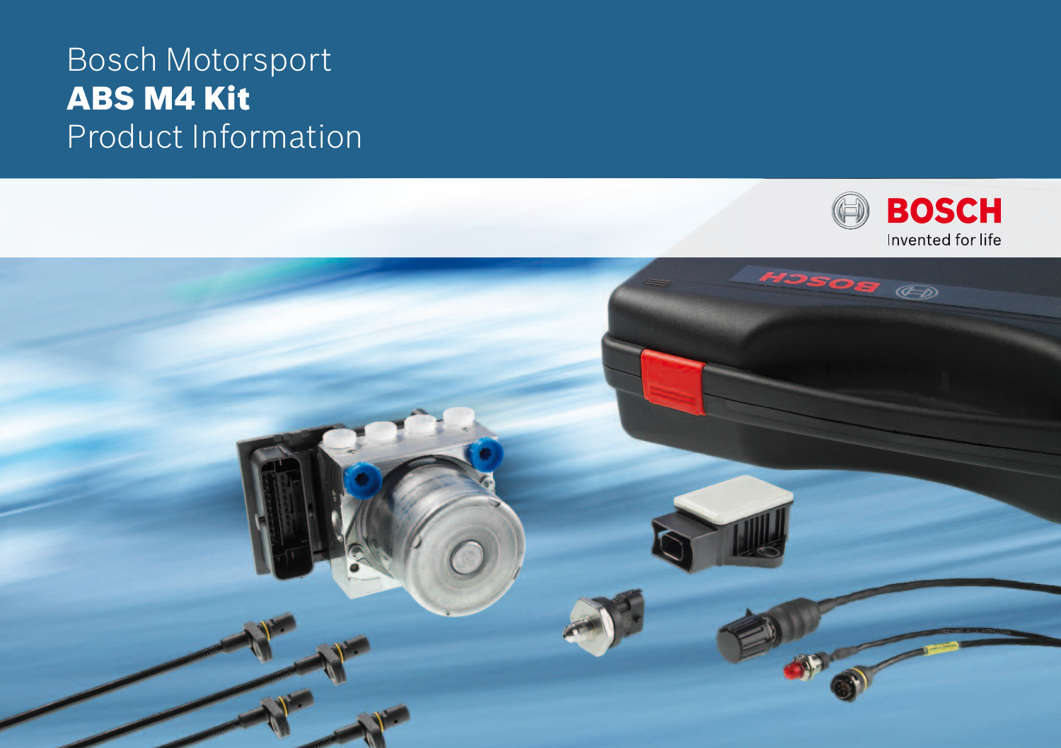# Bosch Motorsport
## **ABS M4 Kit**
Product Information

BOSCH
Invented for life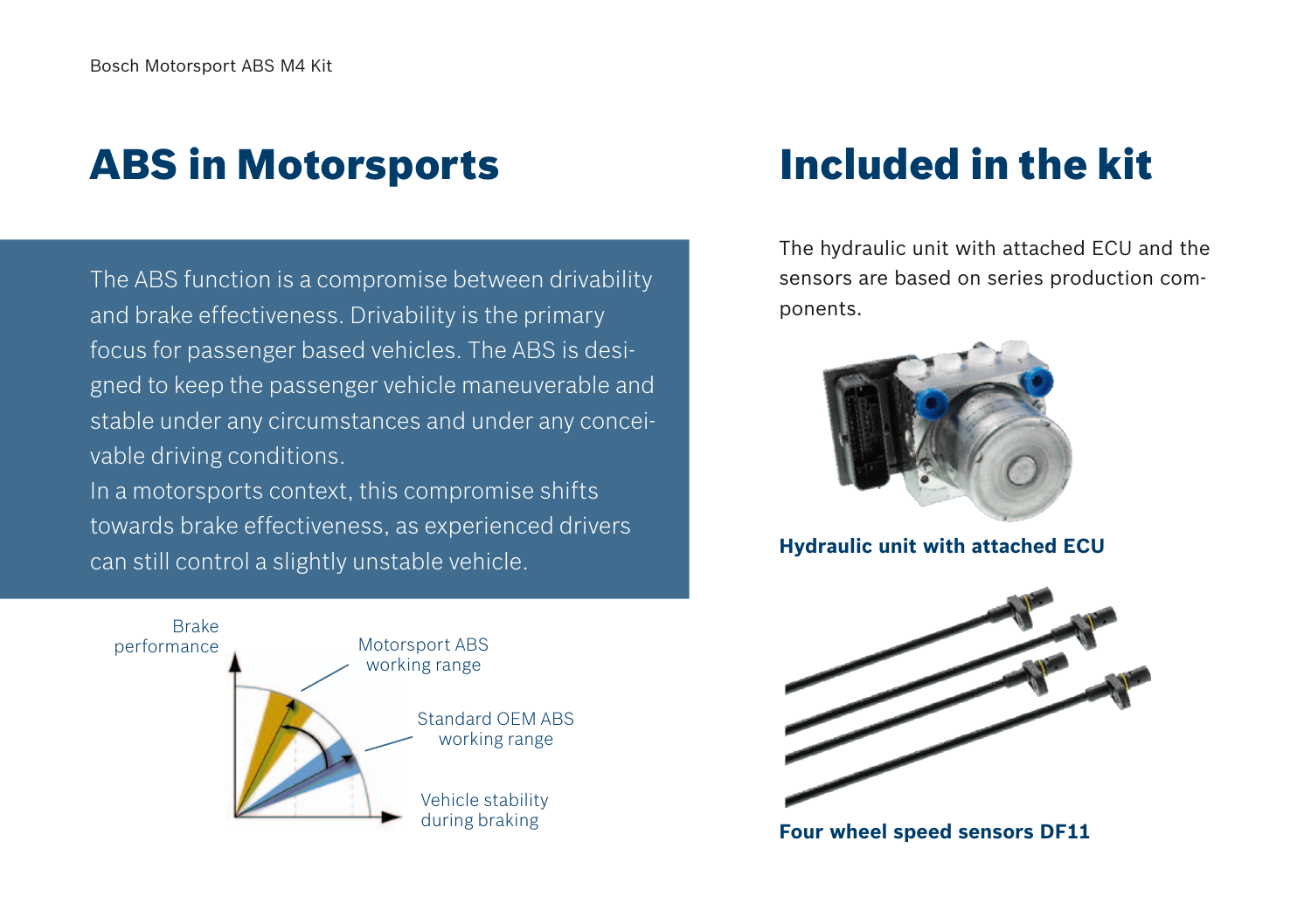# ABS in Motorsports

The ABS function is a compromise between drivability and brake effectiveness. Drivability is the primary focus for passenger based vehicles. The ABS is designed to keep the passenger vehicle maneuverable and stable under any circumstances and under any conceivable driving conditions.
In a motorsports context, this compromise shifts towards brake effectiveness, as experienced drivers can still control a slightly unstable vehicle.

Brake performance

Motorsport ABS working range

Standard OEM ABS working range

Vehicle stability during braking

# Included in the kit

The hydraulic unit with attached ECU and the sensors are based on series production components.

**Hydraulic unit with attached ECU**

**Four wheel speed sensors DF11**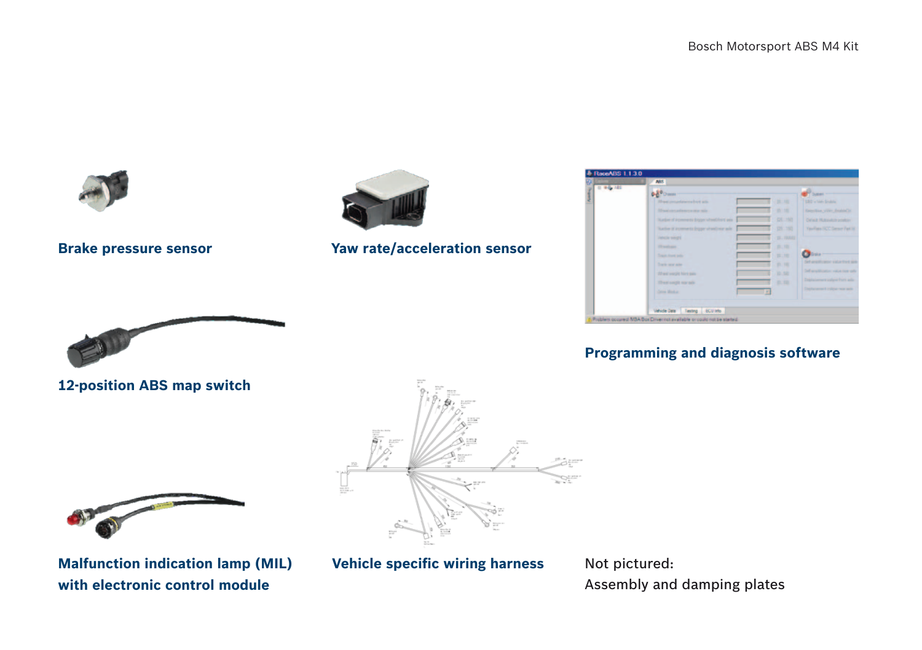**Brake pressure sensor**

**Yaw rate/acceleration sensor**

**Programming and diagnosis software**

**12-position ABS map switch**

**Malfunction indication lamp (MIL) with electronic control module**

**Vehicle specific wiring harness**

Not pictured:
Assembly and damping plates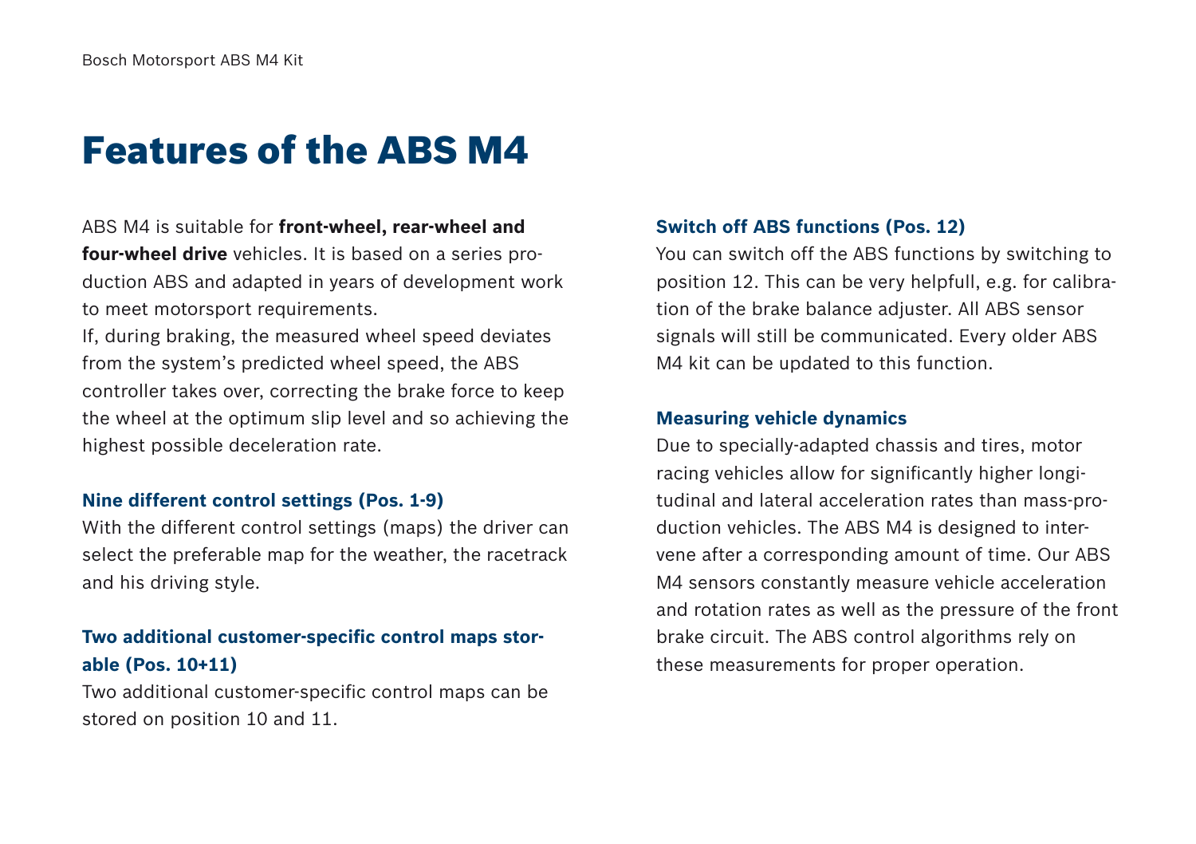# Features of the ABS M4

ABS M4 is suitable for **front-wheel, rear-wheel and four-wheel drive** vehicles. It is based on a series production ABS and adapted in years of development work to meet motorsport requirements.

If, during braking, the measured wheel speed deviates from the system's predicted wheel speed, the ABS controller takes over, correcting the brake force to keep the wheel at the optimum slip level and so achieving the highest possible deceleration rate.

### Nine different control settings (Pos. 1-9)

With the different control settings (maps) the driver can select the preferable map for the weather, the racetrack and his driving style.

### Two additional customer-specific control maps storable (Pos. 10+11)

Two additional customer-specific control maps can be stored on position 10 and 11.

### Switch off ABS functions (Pos. 12)

You can switch off the ABS functions by switching to position 12. This can be very helpfull, e.g. for calibration of the brake balance adjuster. All ABS sensor signals will still be communicated. Every older ABS M4 kit can be updated to this function.

### Measuring vehicle dynamics

Due to specially-adapted chassis and tires, motor racing vehicles allow for significantly higher longitudinal and lateral acceleration rates than mass-production vehicles. The ABS M4 is designed to intervene after a corresponding amount of time. Our ABS M4 sensors constantly measure vehicle acceleration and rotation rates as well as the pressure of the front brake circuit. The ABS control algorithms rely on these measurements for proper operation.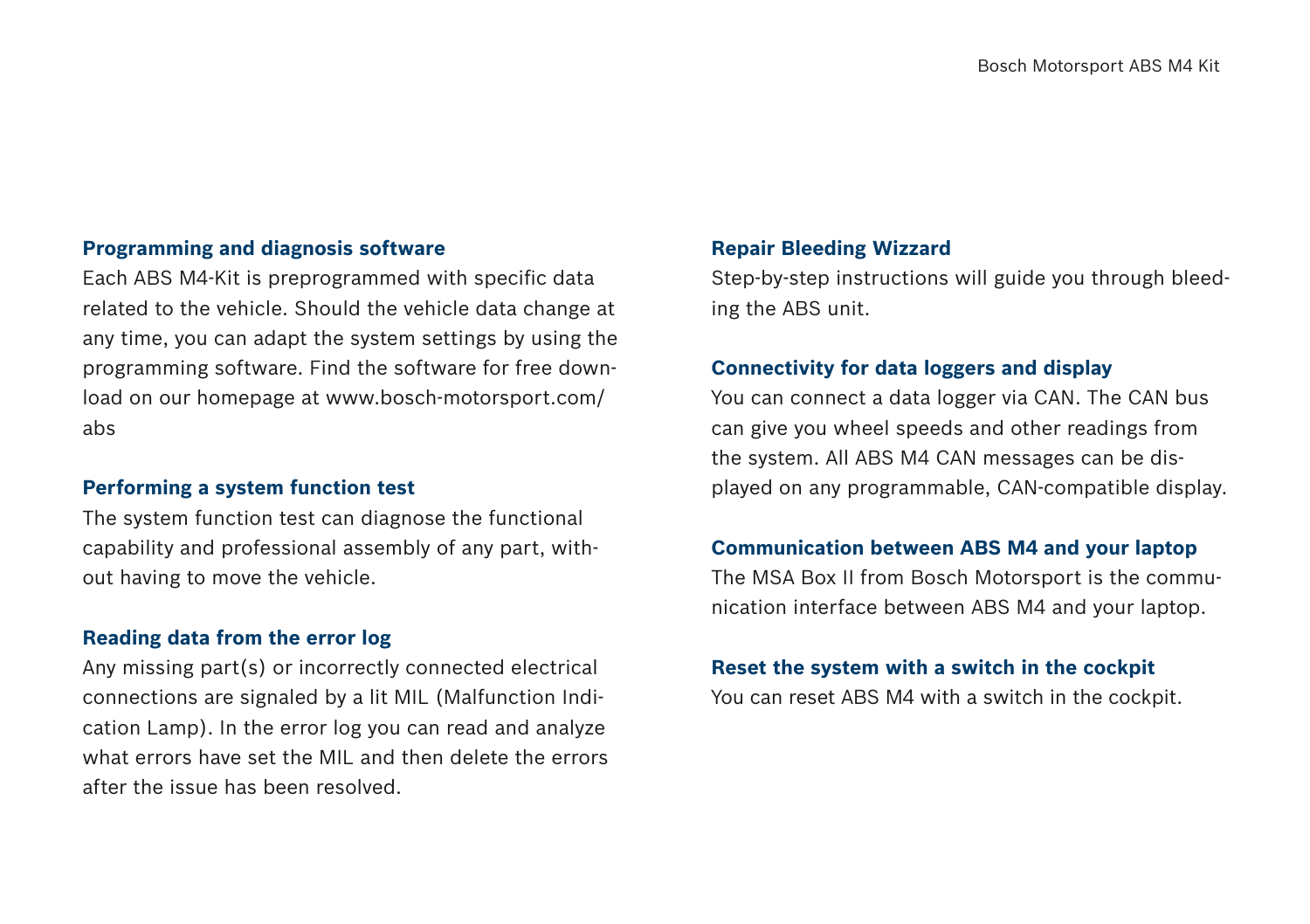### Programming and diagnosis software

Each ABS M4-Kit is preprogrammed with specific data related to the vehicle. Should the vehicle data change at any time, you can adapt the system settings by using the programming software. Find the software for free download on our homepage at www.bosch-motorsport.com/abs

### Performing a system function test

The system function test can diagnose the functional capability and professional assembly of any part, without having to move the vehicle.

### Reading data from the error log

Any missing part(s) or incorrectly connected electrical connections are signaled by a lit MIL (Malfunction Indication Lamp). In the error log you can read and analyze what errors have set the MIL and then delete the errors after the issue has been resolved.

### Repair Bleeding Wizzard

Step-by-step instructions will guide you through bleeding the ABS unit.

### Connectivity for data loggers and display

You can connect a data logger via CAN. The CAN bus can give you wheel speeds and other readings from the system. All ABS M4 CAN messages can be displayed on any programmable, CAN-compatible display.

### Communication between ABS M4 and your laptop

The MSA Box II from Bosch Motorsport is the communication interface between ABS M4 and your laptop.

### Reset the system with a switch in the cockpit

You can reset ABS M4 with a switch in the cockpit.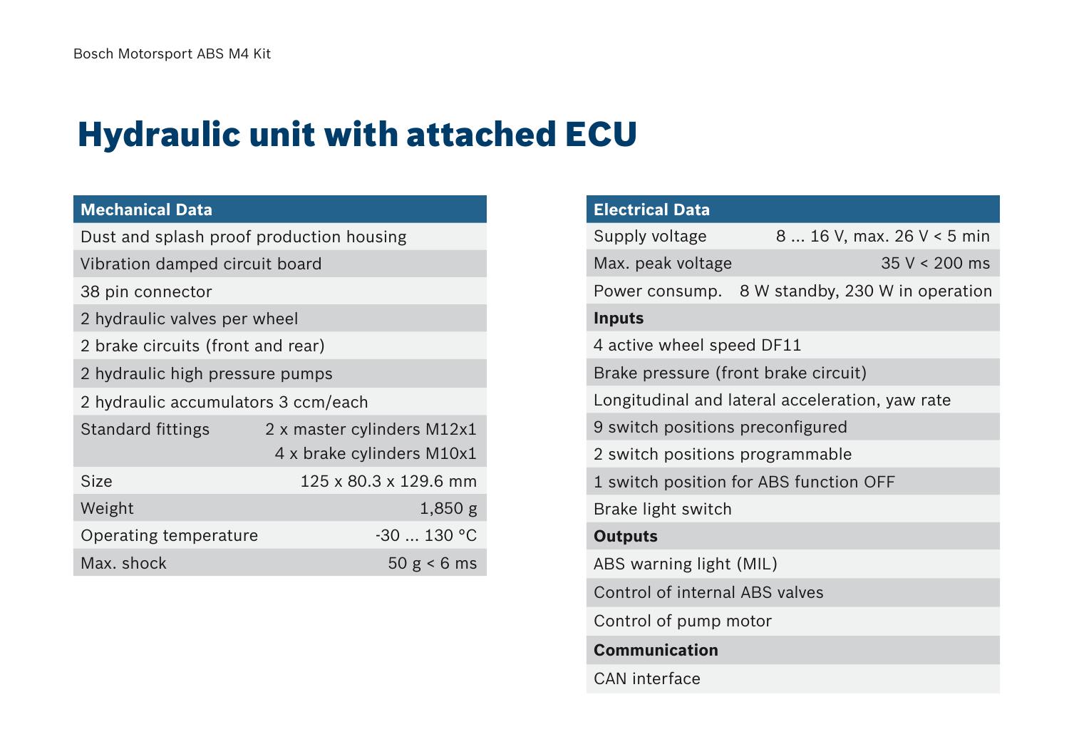# Hydraulic unit with attached ECU

| Mechanical Data | |
|---|---|
| Dust and splash proof production housing | |
| Vibration damped circuit board | |
| 38 pin connector | |
| 2 hydraulic valves per wheel | |
| 2 brake circuits (front and rear) | |
| 2 hydraulic high pressure pumps | |
| 2 hydraulic accumulators 3 ccm/each | |
| Standard fittings | 2 x master cylinders M12x1<br>4 x brake cylinders M10x1 |
| Size | 125 x 80.3 x 129.6 mm |
| Weight | 1,850 g |
| Operating temperature | -30 ... 130 °C |
| Max. shock | 50 g < 6 ms |

| Electrical Data | |
|---|---|
| Supply voltage | 8 ... 16 V, max. 26 V < 5 min |
| Max. peak voltage | 35 V < 200 ms |
| Power consump. | 8 W standby, 230 W in operation |
| **Inputs** | |
| 4 active wheel speed DF11 | |
| Brake pressure (front brake circuit) | |
| Longitudinal and lateral acceleration, yaw rate | |
| 9 switch positions preconfigured | |
| 2 switch positions programmable | |
| 1 switch position for ABS function OFF | |
| Brake light switch | |
| **Outputs** | |
| ABS warning light (MIL) | |
| Control of internal ABS valves | |
| Control of pump motor | |
| **Communication** | |
| CAN interface | |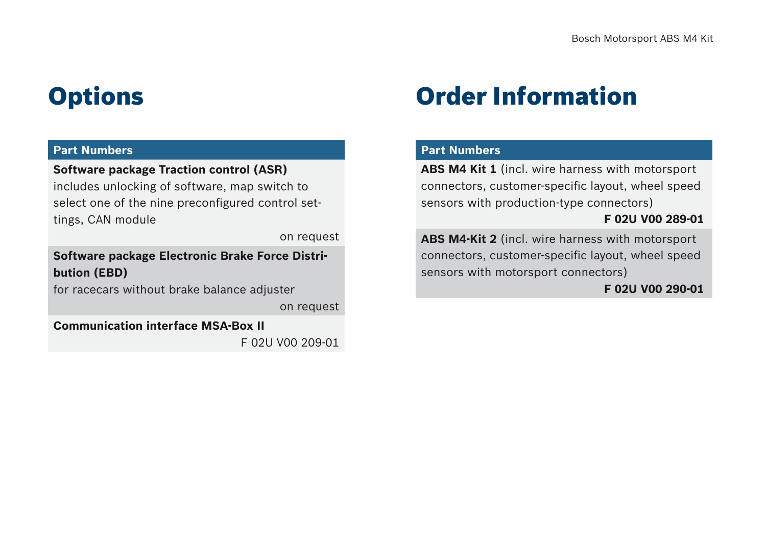# Options

| Part Numbers |
| --- |
| **Software package Traction control (ASR)**<br>includes unlocking of software, map switch to select one of the nine preconfigured control settings, CAN module<br>on request |
| **Software package Electronic Brake Force Distribution (EBD)**<br>for racecars without brake balance adjuster<br>on request |
| **Communication interface MSA-Box II**<br>F 02U V00 209-01 |

# Order Information

| Part Numbers |
| --- |
| **ABS M4 Kit 1** (incl. wire harness with motorsport connectors, customer-specific layout, wheel speed sensors with production-type connectors)<br>**F 02U V00 289-01** |
| **ABS M4-Kit 2** (incl. wire harness with motorsport connectors, customer-specific layout, wheel speed sensors with motorsport connectors)<br>**F 02U V00 290-01** |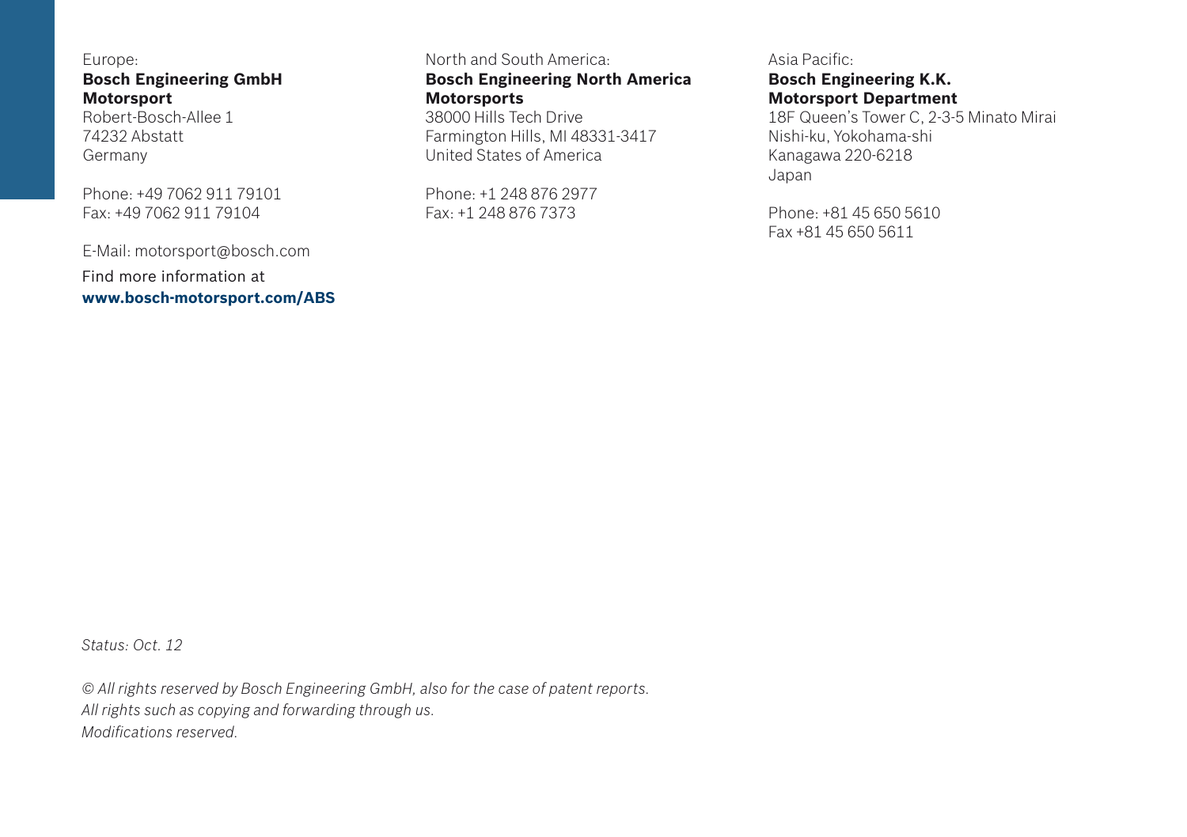Europe:
**Bosch Engineering GmbH**
**Motorsport**
Robert-Bosch-Allee 1
74232 Abstatt
Germany

Phone: +49 7062 911 79101
Fax: +49 7062 911 79104

E-Mail: motorsport@bosch.com

Find more information at
**www.bosch-motorsport.com/ABS**

North and South America:
**Bosch Engineering North America**
**Motorsports**
38000 Hills Tech Drive
Farmington Hills, MI 48331-3417
United States of America

Phone: +1 248 876 2977
Fax: +1 248 876 7373

Asia Pacific:
**Bosch Engineering K.K.**
**Motorsport Department**
18F Queen's Tower C, 2-3-5 Minato Mirai
Nishi-ku, Yokohama-shi
Kanagawa 220-6218
Japan

Phone: +81 45 650 5610
Fax +81 45 650 5611

*Status: Oct. 12*

*© All rights reserved by Bosch Engineering GmbH, also for the case of patent reports.*
*All rights such as copying and forwarding through us.*
*Modifications reserved.*